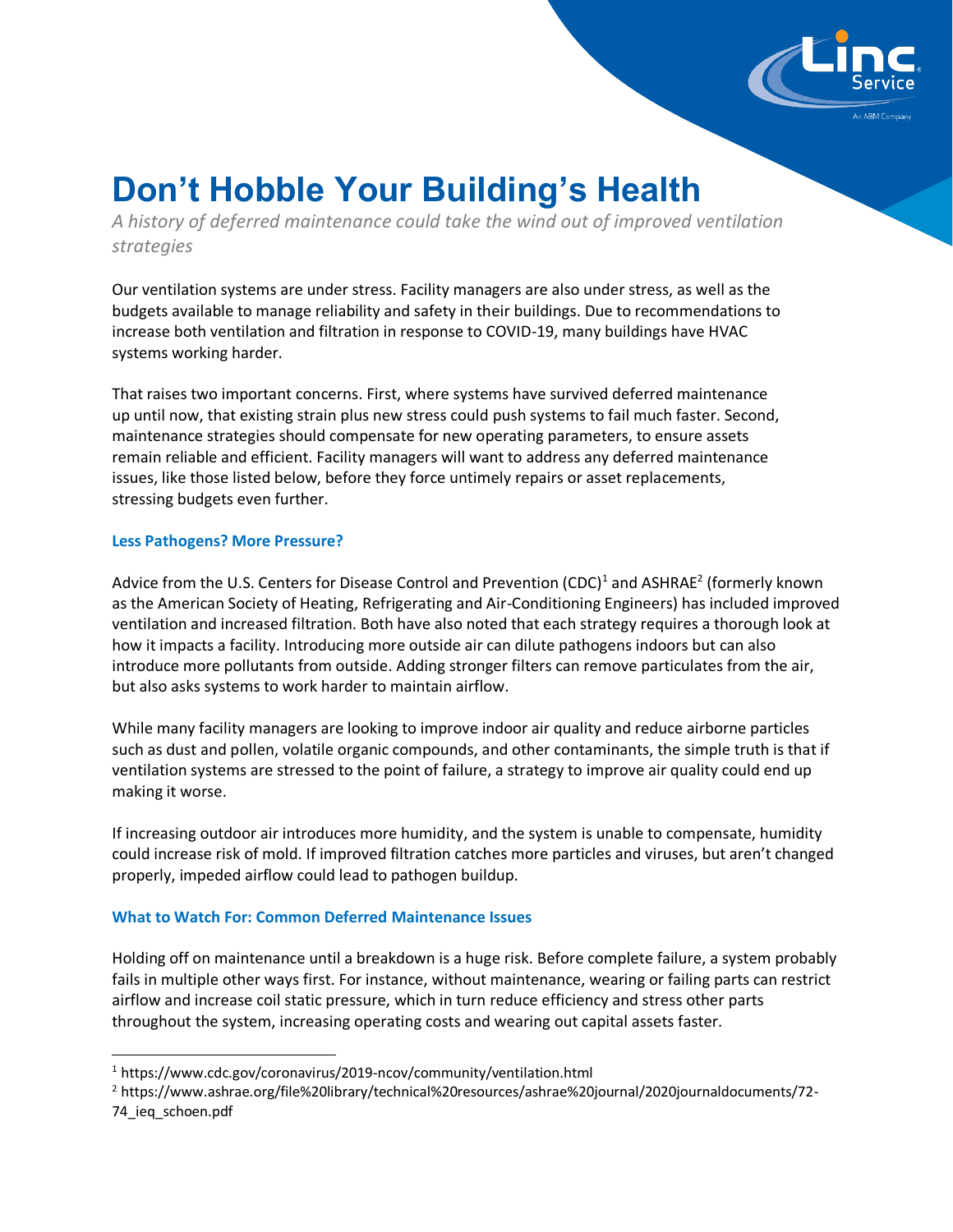# Don't Hobble Your Building's Health

*A history of deferred maintenance could take the wind out of improved ventilation strategies*

Our ventilation systems are under stress. Facility managers are also under stress, as well as the budgets available to manage reliability and safety in their buildings. Due to recommendations to increase both ventilation and filtration in response to COVID-19, many buildings have HVAC systems working harder.

That raises two important concerns. First, where systems have survived deferred maintenance up until now, that existing strain plus new stress could push systems to fail much faster. Second, maintenance strategies should compensate for new operating parameters, to ensure assets remain reliable and efficient. Facility managers will want to address any deferred maintenance issues, like those listed below, before they force untimely repairs or asset replacements, stressing budgets even further.

### Less Pathogens? More Pressure?

Advice from the U.S. Centers for Disease Control and Prevention (CDC)[1] and ASHRAE[2] (formerly known as the American Society of Heating, Refrigerating and Air-Conditioning Engineers) has included improved ventilation and increased filtration. Both have also noted that each strategy requires a thorough look at how it impacts a facility. Introducing more outside air can dilute pathogens indoors but can also introduce more pollutants from outside. Adding stronger filters can remove particulates from the air, but also asks systems to work harder to maintain airflow.

While many facility managers are looking to improve indoor air quality and reduce airborne particles such as dust and pollen, volatile organic compounds, and other contaminants, the simple truth is that if ventilation systems are stressed to the point of failure, a strategy to improve air quality could end up making it worse.

If increasing outdoor air introduces more humidity, and the system is unable to compensate, humidity could increase risk of mold. If improved filtration catches more particles and viruses, but aren't changed properly, impeded airflow could lead to pathogen buildup.

### What to Watch For: Common Deferred Maintenance Issues

Holding off on maintenance until a breakdown is a huge risk. Before complete failure, a system probably fails in multiple other ways first. For instance, without maintenance, wearing or failing parts can restrict airflow and increase coil static pressure, which in turn reduce efficiency and stress other parts throughout the system, increasing operating costs and wearing out capital assets faster.

---

[1] https://www.cdc.gov/coronavirus/2019-ncov/community/ventilation.html

[2] https://www.ashrae.org/file%20library/technical%20resources/ashrae%20journal/2020journaldocuments/72-74_ieq_schoen.pdf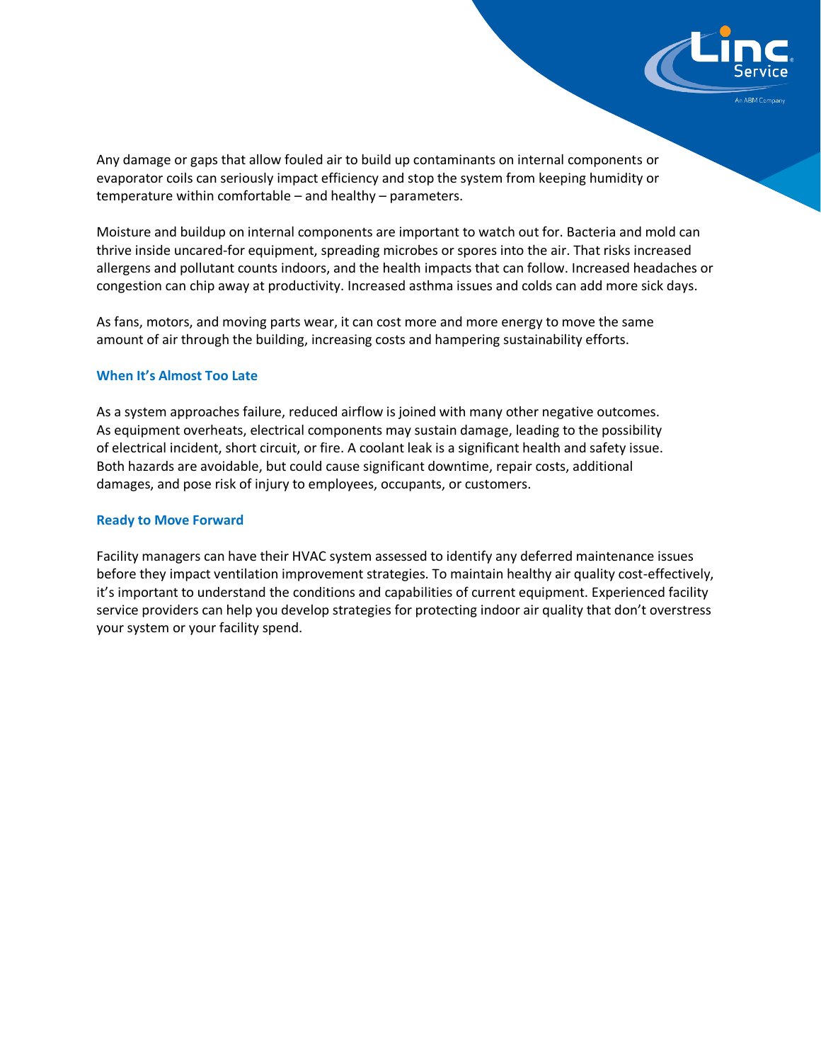Any damage or gaps that allow fouled air to build up contaminants on internal components or evaporator coils can seriously impact efficiency and stop the system from keeping humidity or temperature within comfortable – and healthy – parameters.

Moisture and buildup on internal components are important to watch out for. Bacteria and mold can thrive inside uncared-for equipment, spreading microbes or spores into the air. That risks increased allergens and pollutant counts indoors, and the health impacts that can follow. Increased headaches or congestion can chip away at productivity. Increased asthma issues and colds can add more sick days.

As fans, motors, and moving parts wear, it can cost more and more energy to move the same amount of air through the building, increasing costs and hampering sustainability efforts.

### When It's Almost Too Late

As a system approaches failure, reduced airflow is joined with many other negative outcomes. As equipment overheats, electrical components may sustain damage, leading to the possibility of electrical incident, short circuit, or fire. A coolant leak is a significant health and safety issue. Both hazards are avoidable, but could cause significant downtime, repair costs, additional damages, and pose risk of injury to employees, occupants, or customers.

### Ready to Move Forward

Facility managers can have their HVAC system assessed to identify any deferred maintenance issues before they impact ventilation improvement strategies. To maintain healthy air quality cost-effectively, it's important to understand the conditions and capabilities of current equipment. Experienced facility service providers can help you develop strategies for protecting indoor air quality that don't overstress your system or your facility spend.